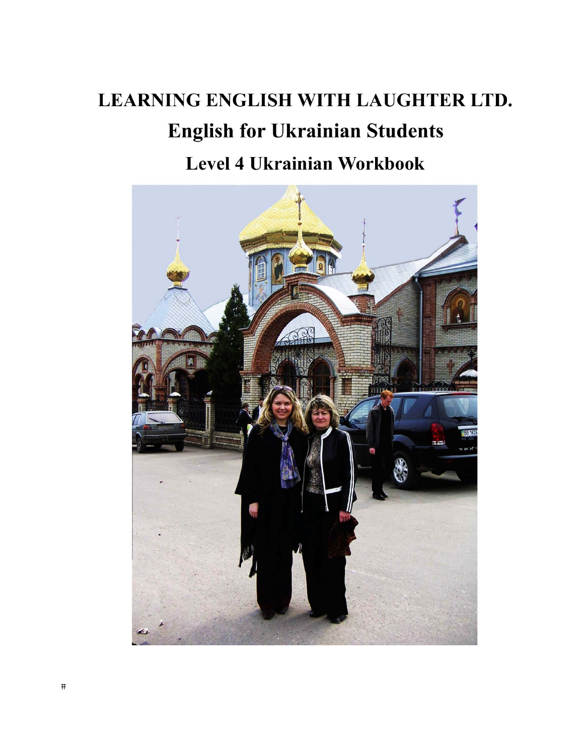# LEARNING ENGLISH WITH LAUGHTER LTD.

## English for Ukrainian Students

### Level 4 Ukrainian Workbook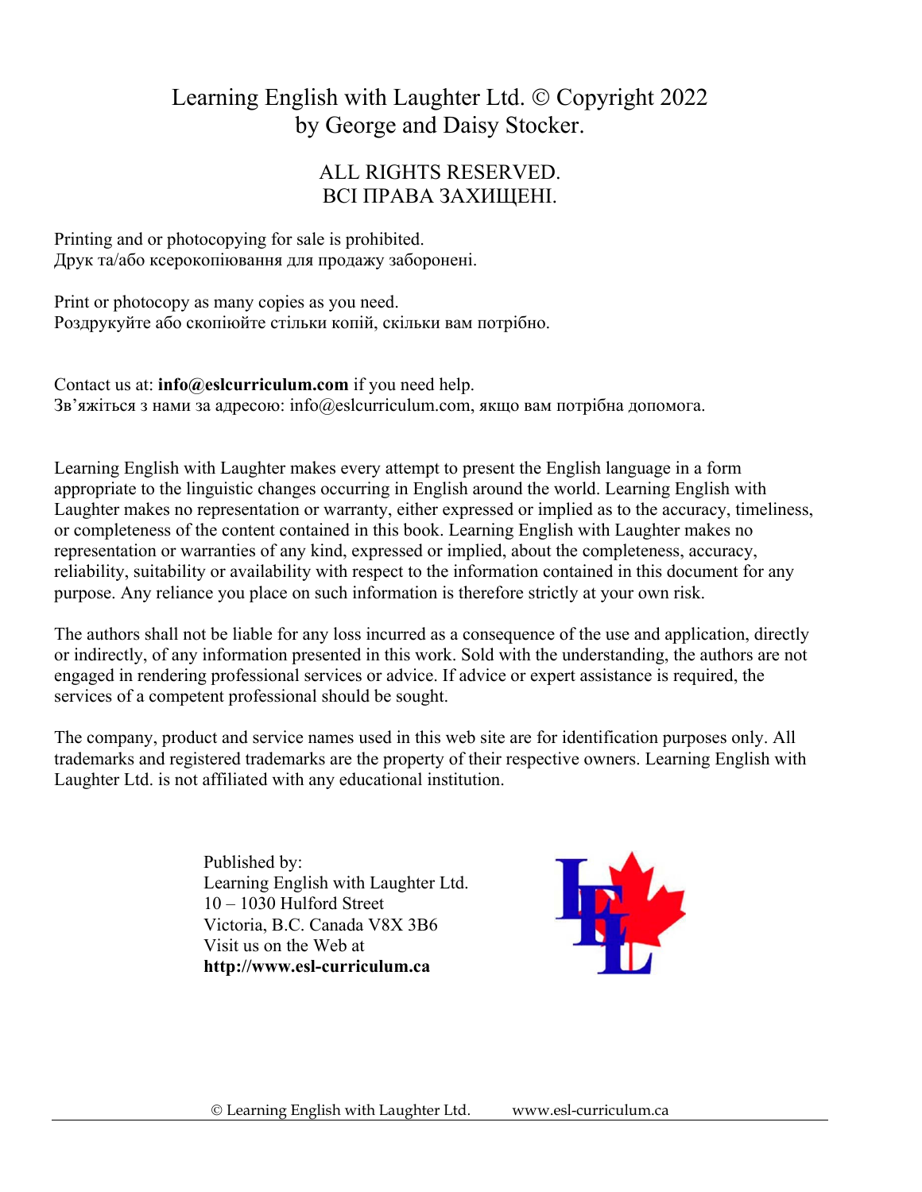Learning English with Laughter Ltd. © Copyright 2022
by George and Daisy Stocker.

ALL RIGHTS RESERVED.
ВСІ ПРАВА ЗАХИЩЕНІ.

Printing and or photocopying for sale is prohibited.
Друк та/або ксерокопіювання для продажу заборонені.

Print or photocopy as many copies as you need.
Роздрукуйте або скопіюйте стільки копій, скільки вам потрібно.

Contact us at: **info@eslcurriculum.com** if you need help.
Зв’яжіться з нами за адресою: info@eslcurriculum.com, якщо вам потрібна допомога.

Learning English with Laughter makes every attempt to present the English language in a form appropriate to the linguistic changes occurring in English around the world. Learning English with Laughter makes no representation or warranty, either expressed or implied as to the accuracy, timeliness, or completeness of the content contained in this book. Learning English with Laughter makes no representation or warranties of any kind, expressed or implied, about the completeness, accuracy, reliability, suitability or availability with respect to the information contained in this document for any purpose. Any reliance you place on such information is therefore strictly at your own risk.

The authors shall not be liable for any loss incurred as a consequence of the use and application, directly or indirectly, of any information presented in this work. Sold with the understanding, the authors are not engaged in rendering professional services or advice. If advice or expert assistance is required, the services of a competent professional should be sought.

The company, product and service names used in this web site are for identification purposes only. All trademarks and registered trademarks are the property of their respective owners. Learning English with Laughter Ltd. is not affiliated with any educational institution.

Published by:
Learning English with Laughter Ltd.
10 – 1030 Hulford Street
Victoria, B.C. Canada V8X 3B6
Visit us on the Web at
**http://www.esl-curriculum.ca**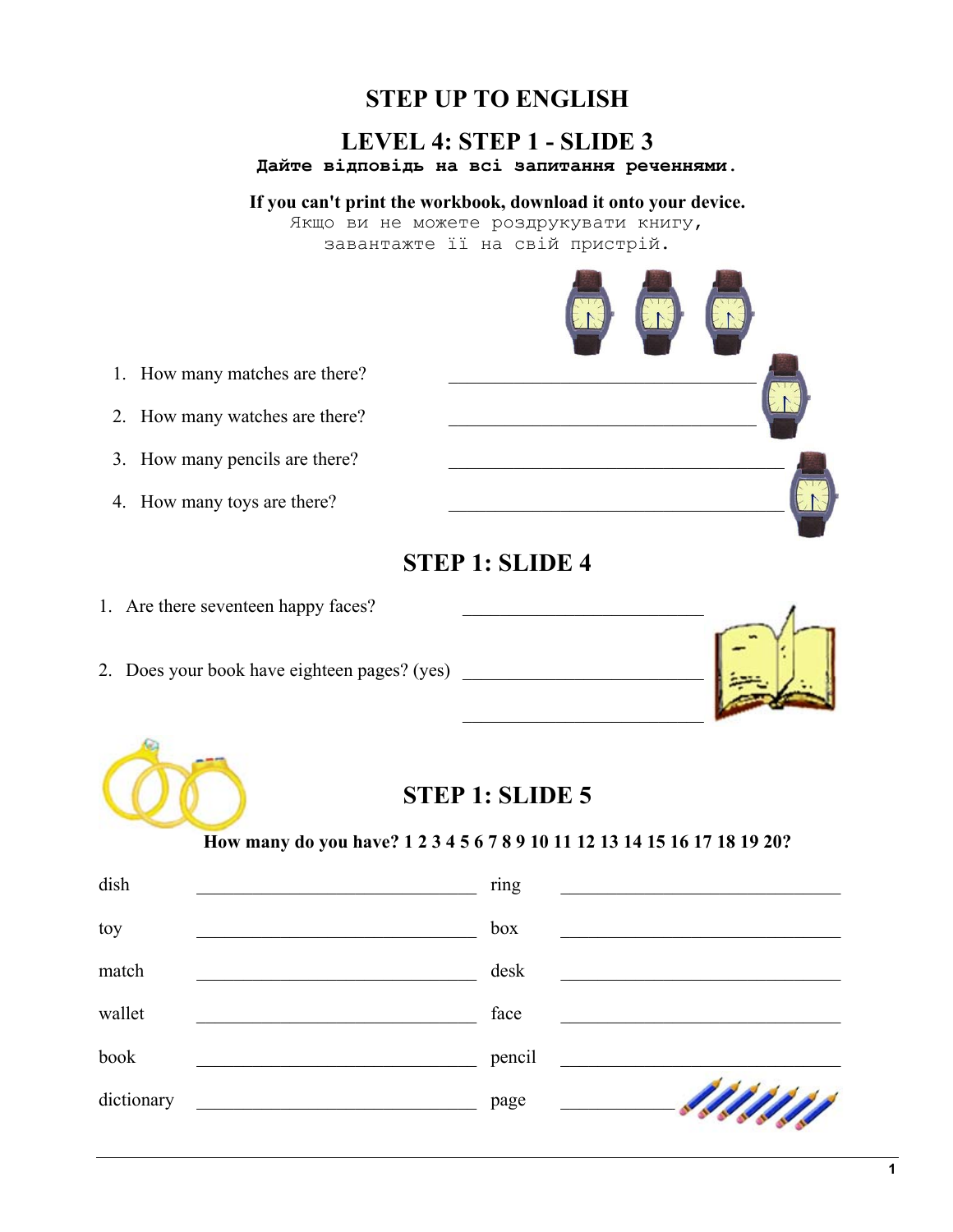# STEP UP TO ENGLISH

## LEVEL 4: STEP 1 - SLIDE 3

**Дайте відповідь на всі запитання реченнями.**

**If you can't print the workbook, download it onto your device.**

Якщо ви не можете роздрукувати книгу, завантажте її на свій пристрій.

1. How many matches are there? \_\_\_\_\_\_\_\_\_\_\_\_\_\_\_\_\_\_\_\_\_\_\_\_\_\_\_\_\_\_\_\_\_\_
2. How many watches are there? \_\_\_\_\_\_\_\_\_\_\_\_\_\_\_\_\_\_\_\_\_\_\_\_\_\_\_\_\_\_\_\_\_\_
3. How many pencils are there? \_\_\_\_\_\_\_\_\_\_\_\_\_\_\_\_\_\_\_\_\_\_\_\_\_\_\_\_\_\_\_\_\_\_
4. How many toys are there? \_\_\_\_\_\_\_\_\_\_\_\_\_\_\_\_\_\_\_\_\_\_\_\_\_\_\_\_\_\_\_\_\_\_

## STEP 1: SLIDE 4

1. Are there seventeen happy faces? \_\_\_\_\_\_\_\_\_\_\_\_\_\_\_\_\_\_\_\_\_\_\_\_\_\_\_\_
2. Does your book have eighteen pages? (yes) \_\_\_\_\_\_\_\_\_\_\_\_\_\_\_\_\_\_\_\_\_\_\_\_\_\_\_\_

\_\_\_\_\_\_\_\_\_\_\_\_\_\_\_\_\_\_\_\_\_\_\_\_\_\_\_\_

## STEP 1: SLIDE 5

**How many do you have? 1 2 3 4 5 6 7 8 9 10 11 12 13 14 15 16 17 18 19 20?**

| | | | |
|---|---|---|---|
| dish | \_\_\_\_\_\_\_\_\_\_\_\_\_\_\_\_\_\_\_\_ | ring | \_\_\_\_\_\_\_\_\_\_\_\_\_\_\_\_\_\_\_\_ |
| toy | \_\_\_\_\_\_\_\_\_\_\_\_\_\_\_\_\_\_\_\_ | box | \_\_\_\_\_\_\_\_\_\_\_\_\_\_\_\_\_\_\_\_ |
| match | \_\_\_\_\_\_\_\_\_\_\_\_\_\_\_\_\_\_\_\_ | desk | \_\_\_\_\_\_\_\_\_\_\_\_\_\_\_\_\_\_\_\_ |
| wallet | \_\_\_\_\_\_\_\_\_\_\_\_\_\_\_\_\_\_\_\_ | face | \_\_\_\_\_\_\_\_\_\_\_\_\_\_\_\_\_\_\_\_ |
| book | \_\_\_\_\_\_\_\_\_\_\_\_\_\_\_\_\_\_\_\_ | pencil | \_\_\_\_\_\_\_\_\_\_\_\_\_\_\_\_\_\_\_\_ |
| dictionary | \_\_\_\_\_\_\_\_\_\_\_\_\_\_\_\_\_\_\_\_ | page | \_\_\_\_\_\_\_\_\_\_ |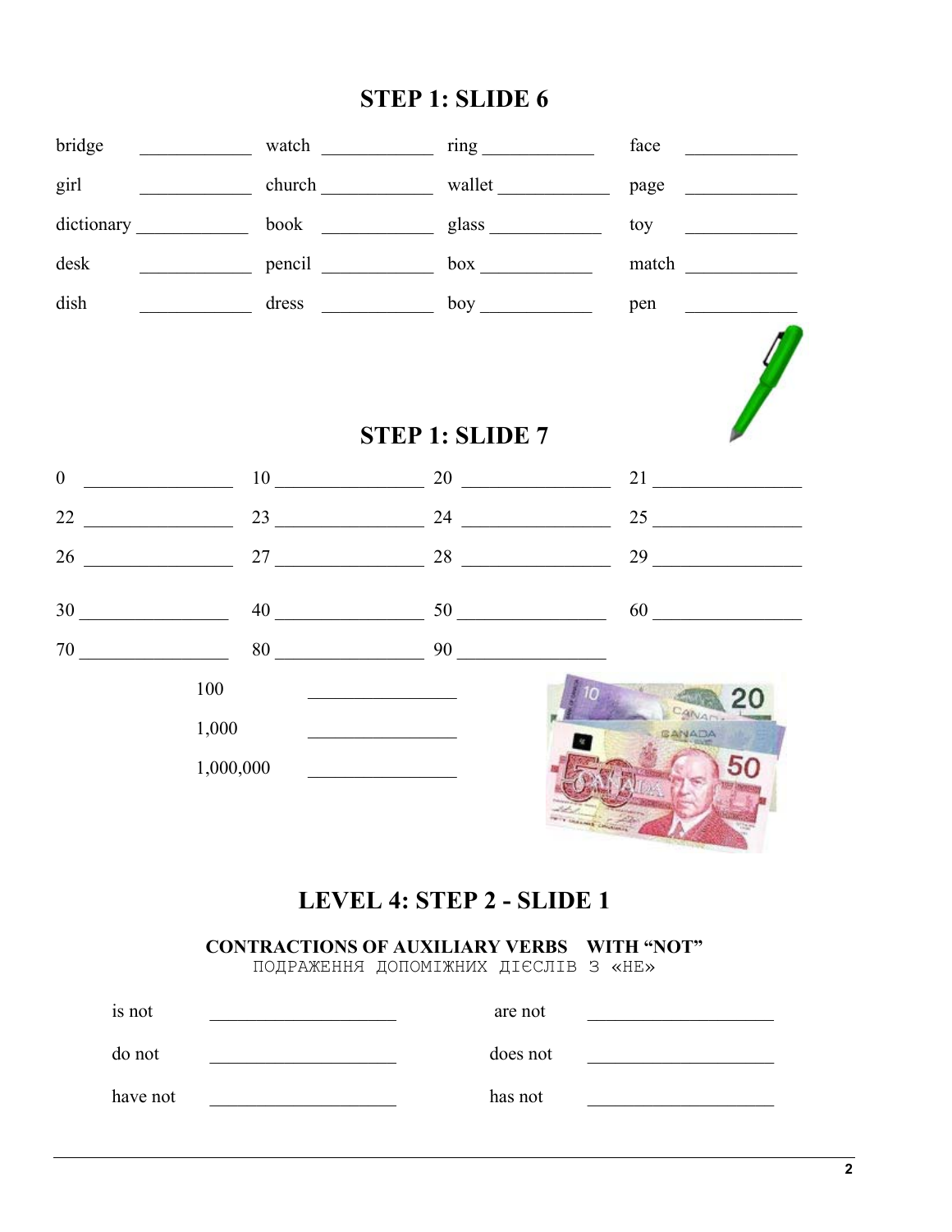## STEP 1: SLIDE 6

| | | | |
|---|---|---|---|
| bridge ____________ | watch ____________ | ring ____________ | face ____________ |
| girl ____________ | church ____________ | wallet ____________ | page ____________ |
| dictionary ____________ | book ____________ | glass ____________ | toy ____________ |
| desk ____________ | pencil ____________ | box ____________ | match ____________ |
| dish ____________ | dress ____________ | boy ____________ | pen ____________ |

## STEP 1: SLIDE 7

| | | | |
|---|---|---|---|
| 0 ______________ | 10 ______________ | 20 ______________ | 21 ______________ |
| 22 ______________ | 23 ______________ | 24 ______________ | 25 ______________ |
| 26 ______________ | 27 ______________ | 28 ______________ | 29 ______________ |
| 30 ______________ | 40 ______________ | 50 ______________ | 60 ______________ |
| 70 ______________ | 80 ______________ | 90 ______________ | |

100 ______________

1,000 ______________

1,000,000 ______________

## LEVEL 4: STEP 2 - SLIDE 1

### CONTRACTIONS OF AUXILIARY VERBS WITH "NOT"

ПОДРАЖЕННЯ ДОПОМІЖНИХ ДІЄСЛІВ З «НЕ»

| | |
|---|---|
| is not ________________ | are not ________________ |
| do not ________________ | does not ________________ |
| have not ________________ | has not ________________ |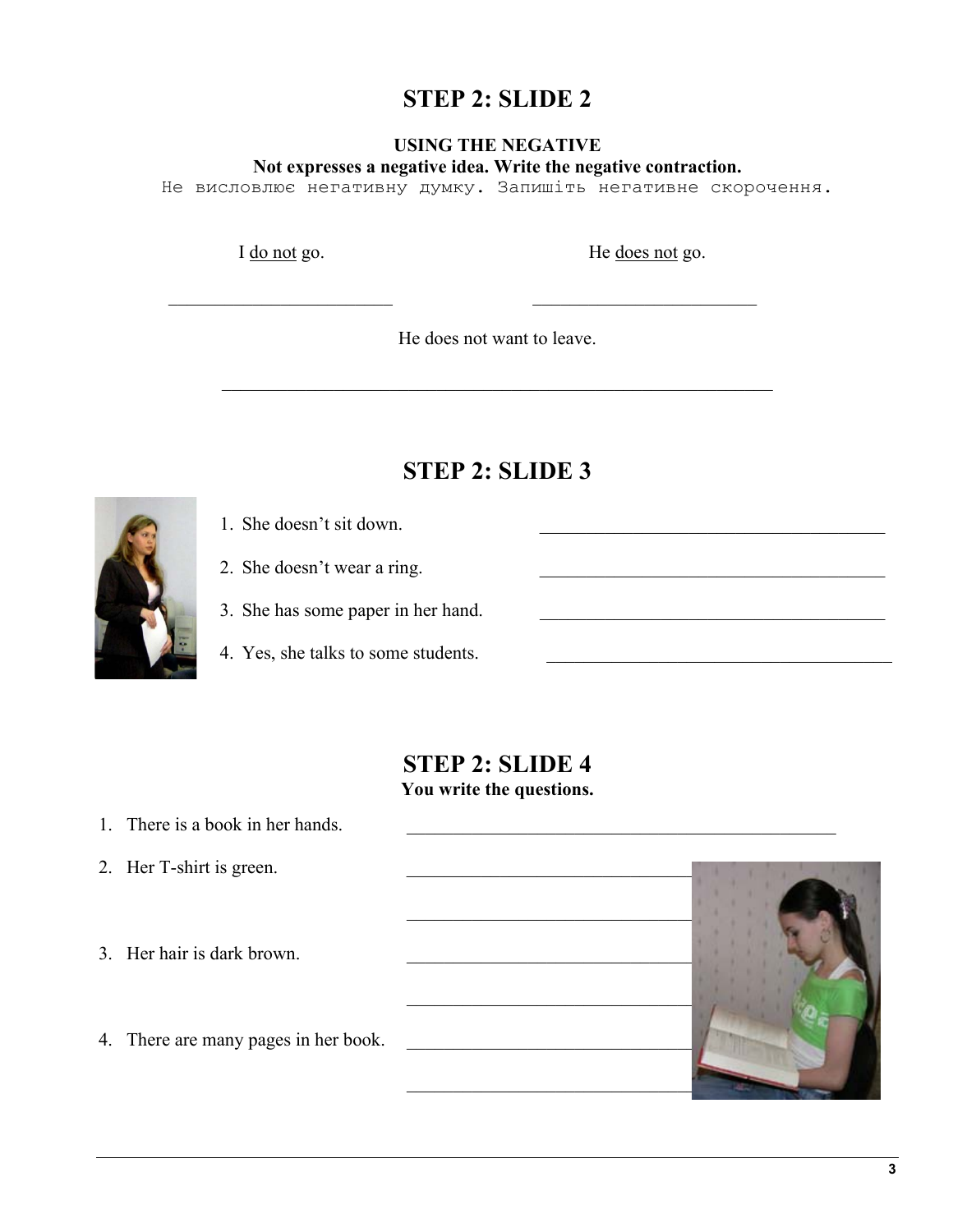## STEP 2: SLIDE 2

**USING THE NEGATIVE**

**Not expresses a negative idea. Write the negative contraction.**

Не висловлює негативну думку. Запишіть негативне скорочення.

I <u>do not</u> go.

________________________

He <u>does not</u> go.

________________________

He does not want to leave.

____________________________________________________________

## STEP 2: SLIDE 3

1. She doesn't sit down. ____________________________________
2. She doesn't wear a ring. ____________________________________
3. She has some paper in her hand. ____________________________________
4. Yes, she talks to some students. ____________________________________

## STEP 2: SLIDE 4

**You write the questions.**

1. There is a book in her hands. ____________________________________________
2. Her T-shirt is green. ______________________________

   ______________________________
3. Her hair is dark brown. ______________________________

   ______________________________
4. There are many pages in her book. ______________________________

   ______________________________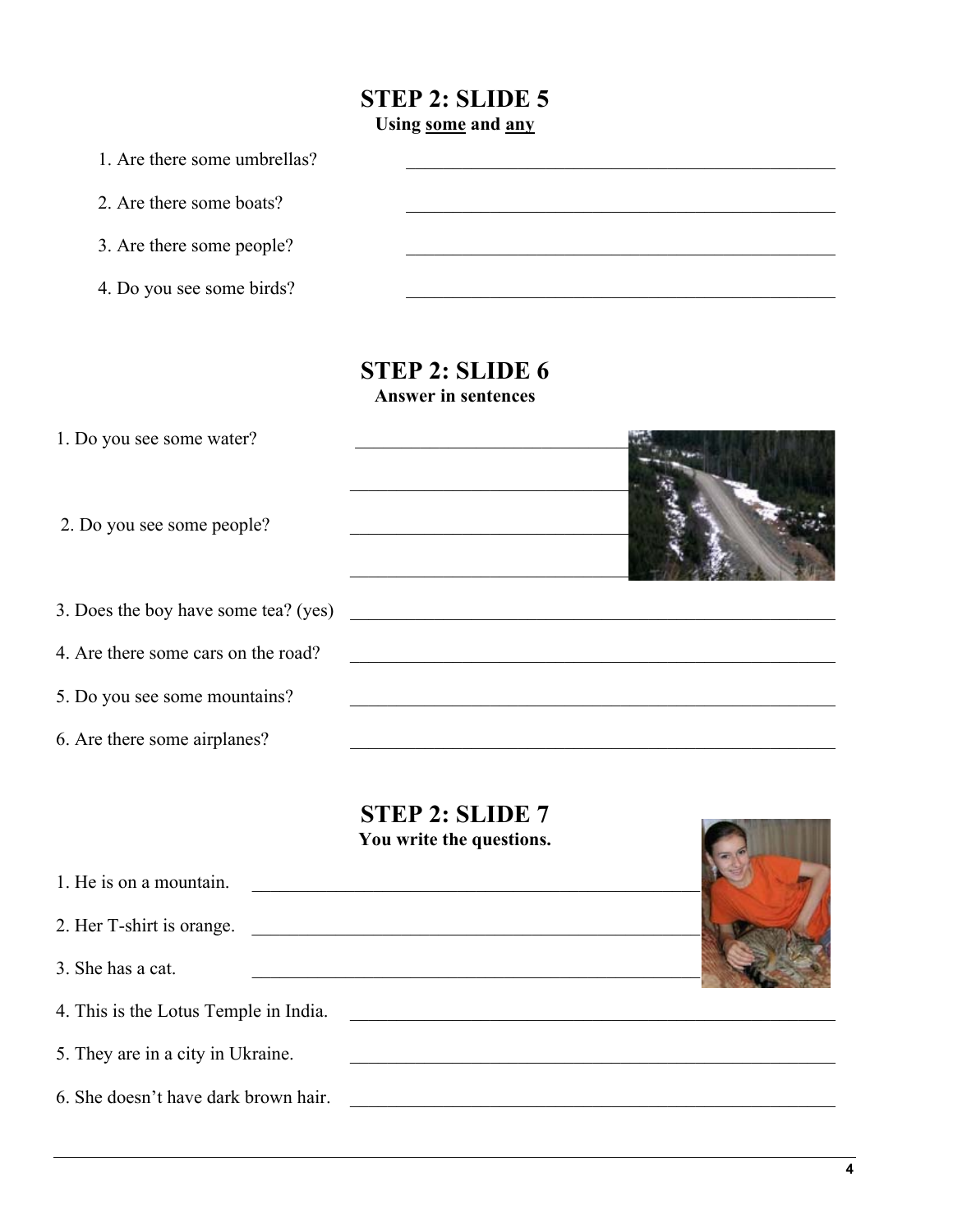## STEP 2: SLIDE 5

**Using some and any**

1. Are there some umbrellas? ______________________________
2. Are there some boats? ______________________________
3. Are there some people? ______________________________
4. Do you see some birds? ______________________________

## STEP 2: SLIDE 6

**Answer in sentences**

1. Do you see some water? ______________________________

______________________________

2. Do you see some people? ______________________________

______________________________

3. Does the boy have some tea? (yes) ______________________________
4. Are there some cars on the road? ______________________________
5. Do you see some mountains? ______________________________
6. Are there some airplanes? ______________________________

## STEP 2: SLIDE 7

**You write the questions.**

1. He is on a mountain. ______________________________
2. Her T-shirt is orange. ______________________________
3. She has a cat. ______________________________
4. This is the Lotus Temple in India. ______________________________
5. They are in a city in Ukraine. ______________________________
6. She doesn't have dark brown hair. ______________________________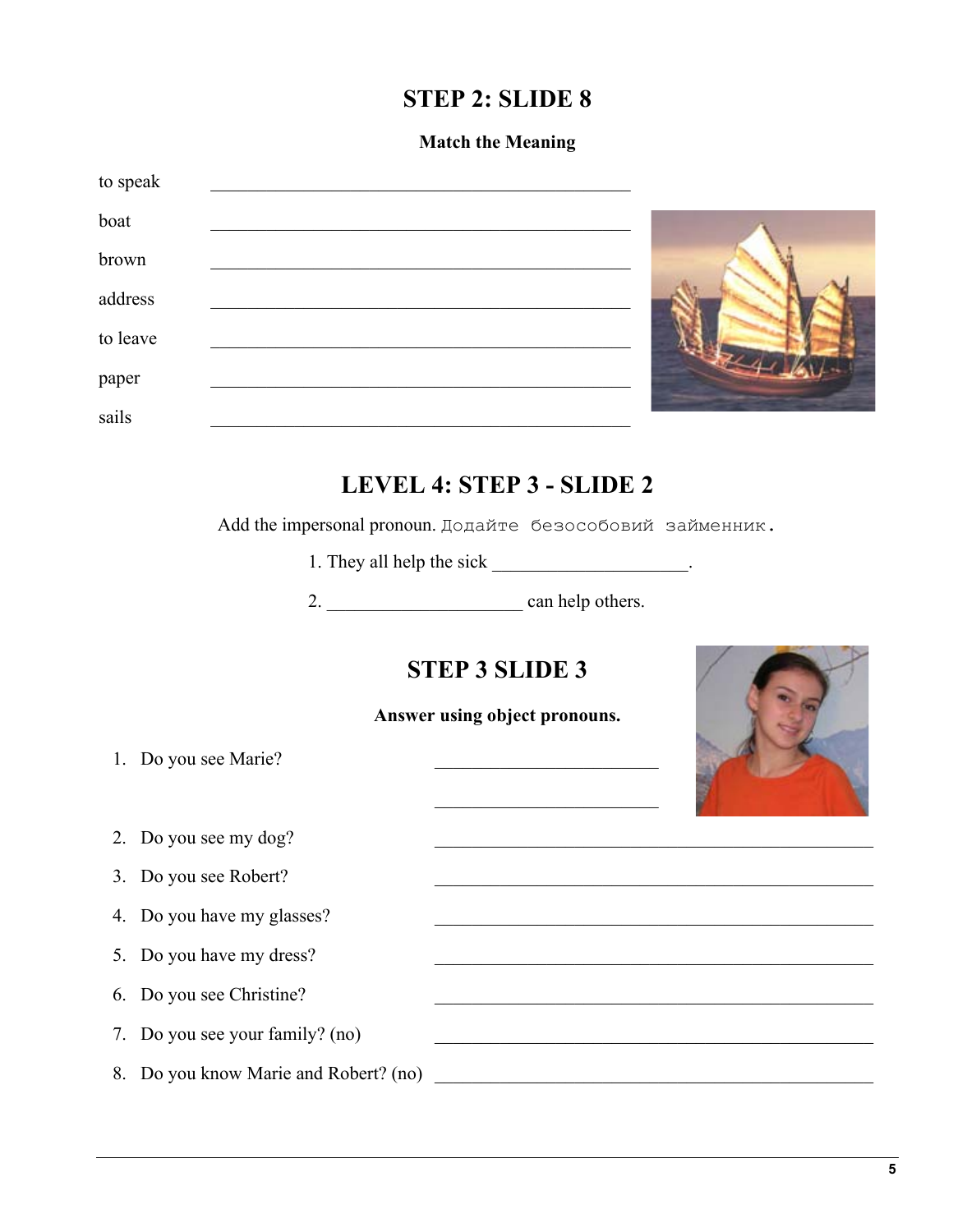## STEP 2: SLIDE 8

**Match the Meaning**

to speak ____________________________________________

boat ____________________________________________

brown ____________________________________________

address ____________________________________________

to leave ____________________________________________

paper ____________________________________________

sails ____________________________________________

## LEVEL 4: STEP 3 - SLIDE 2

Add the impersonal pronoun. Додайте безособовий займенник.

1. They all help the sick ____________________.
2. ____________________ can help others.

## STEP 3 SLIDE 3

**Answer using object pronouns.**

1. Do you see Marie? ________________________

   ________________________
2. Do you see my dog? ________________________________________________
3. Do you see Robert? ________________________________________________
4. Do you have my glasses? ________________________________________________
5. Do you have my dress? ________________________________________________
6. Do you see Christine? ________________________________________________
7. Do you see your family? (no) ________________________________________________
8. Do you know Marie and Robert? (no) ________________________________________________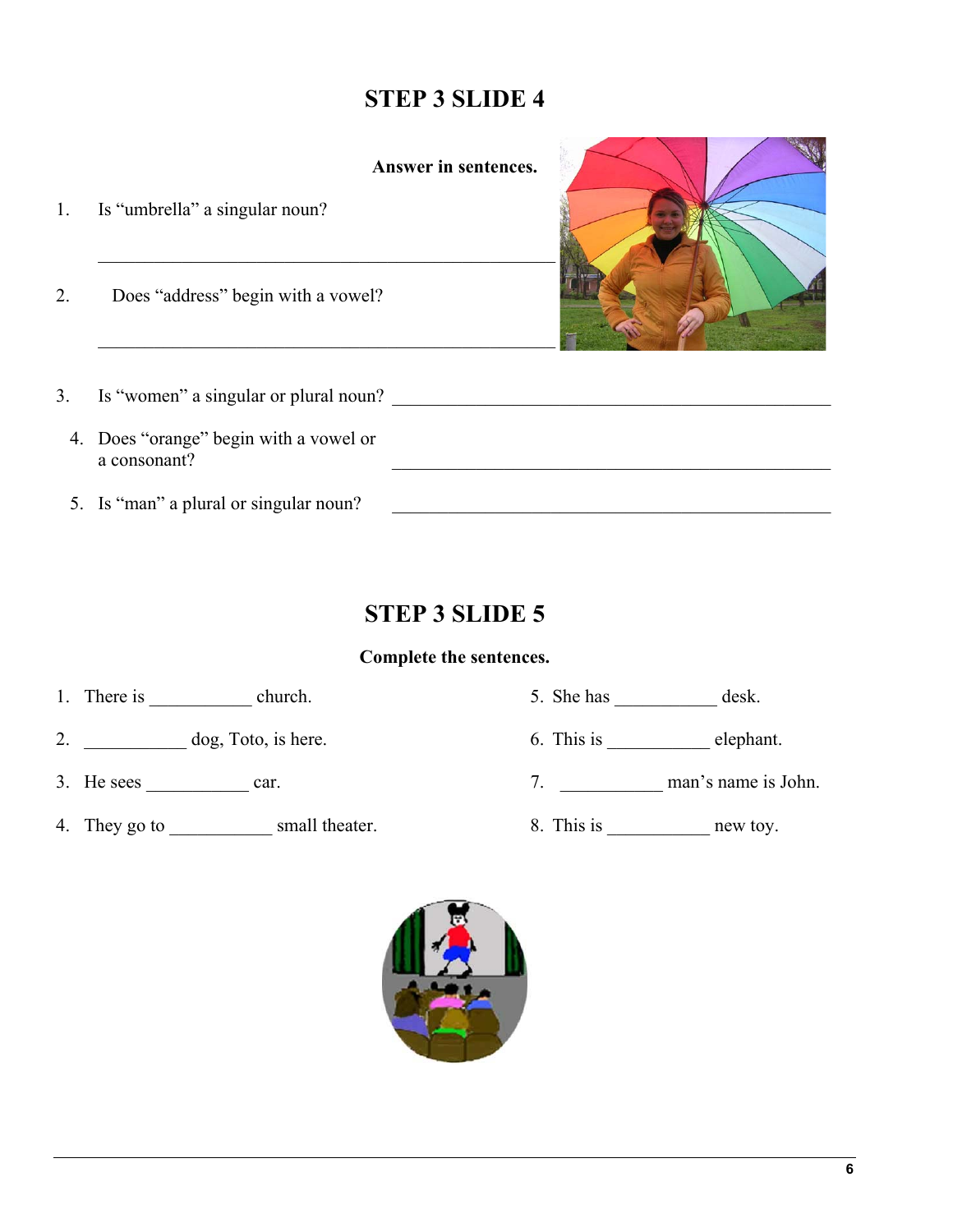## STEP 3 SLIDE 4

**Answer in sentences.**

1. Is "umbrella" a singular noun?

   ___________________________________________________

2. Does "address" begin with a vowel?

   ___________________________________________________

3. Is "women" a singular or plural noun? ___________________________________________________

4. Does "orange" begin with a vowel or a consonant? ___________________________________________________

5. Is "man" a plural or singular noun? ___________________________________________________

## STEP 3 SLIDE 5

**Complete the sentences.**

1. There is ___________ church.
2. ___________ dog, Toto, is here.
3. He sees ___________ car.
4. They go to ___________ small theater.
5. She has ___________ desk.
6. This is ___________ elephant.
7. ___________ man's name is John.
8. This is ___________ new toy.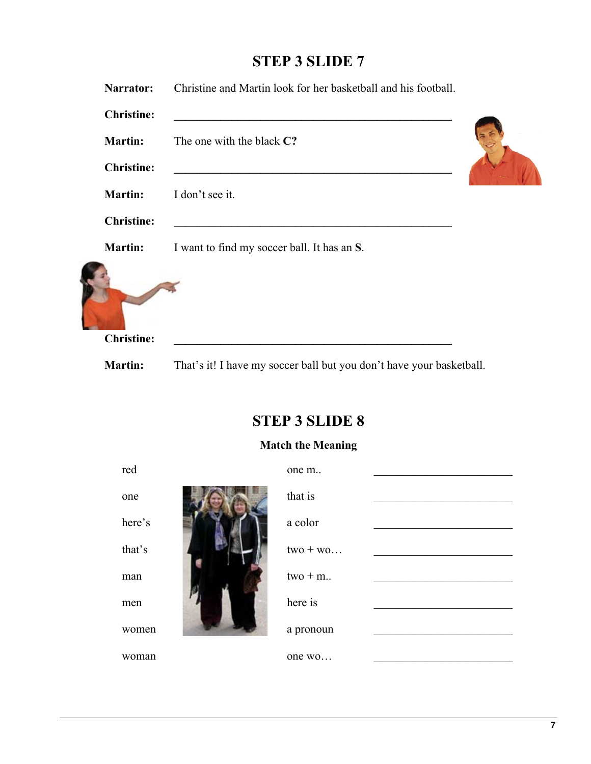## STEP 3 SLIDE 7

**Narrator:** Christine and Martin look for her basketball and his football.

**Christine:** ______________________________________________

**Martin:** The one with the black **C?**

**Christine:** ______________________________________________

**Martin:** I don't see it.

**Christine:** ______________________________________________

**Martin:** I want to find my soccer ball. It has an **S**.

**Christine:** ______________________________________________

**Martin:** That's it! I have my soccer ball but you don't have your basketball.

## STEP 3 SLIDE 8

**Match the Meaning**

| | | |
|---|---|---|
| red | one m.. | ____________________ |
| one | that is | ____________________ |
| here's | a color | ____________________ |
| that's | two + wo… | ____________________ |
| man | two + m.. | ____________________ |
| men | here is | ____________________ |
| women | a pronoun | ____________________ |
| woman | one wo… | ____________________ |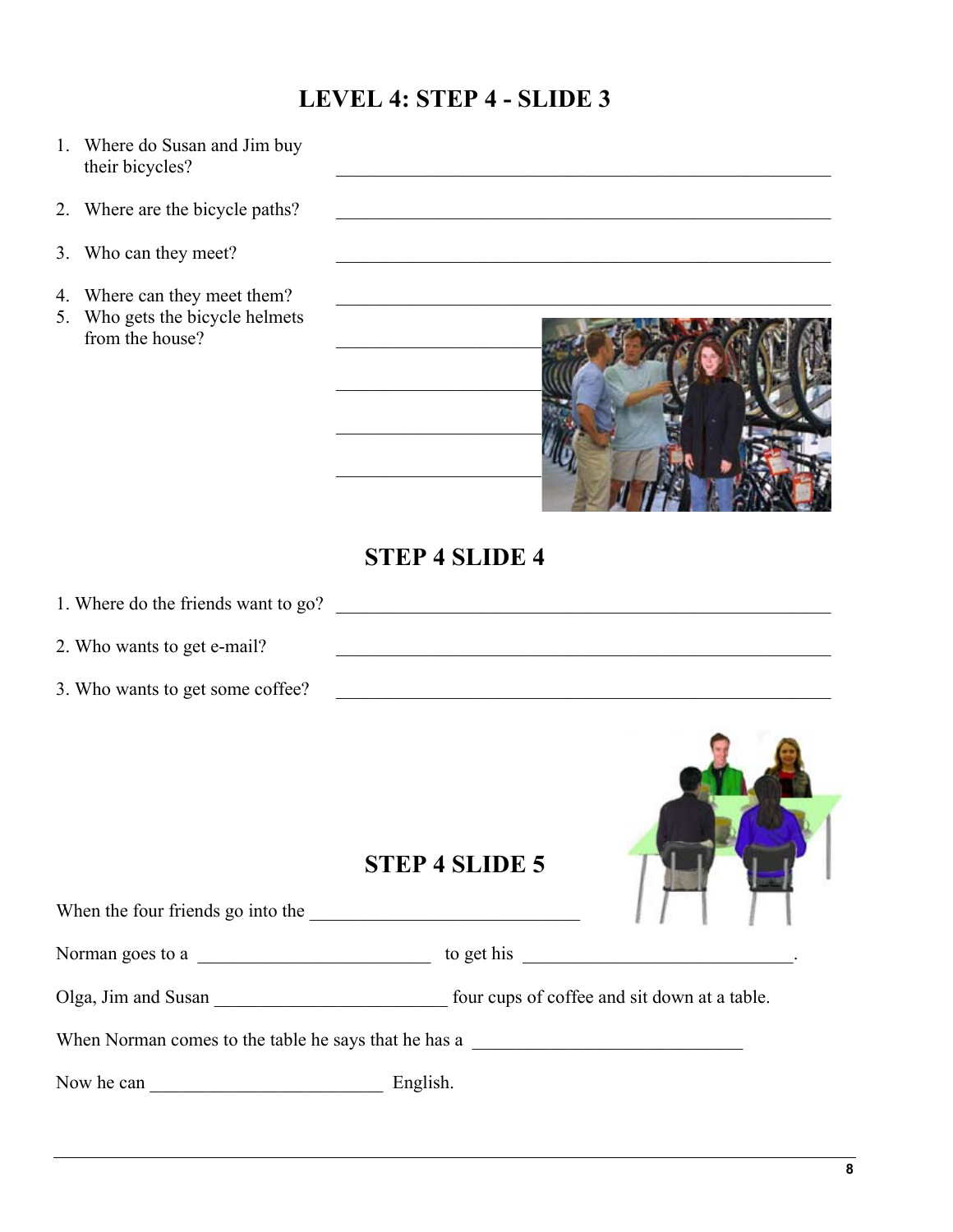# LEVEL 4: STEP 4 - SLIDE 3

1. Where do Susan and Jim buy their bicycles? ______________________________________________
2. Where are the bicycle paths? ______________________________________________
3. Who can they meet? ______________________________________________
4. Where can they meet them? ______________________________________________
5. Who gets the bicycle helmets from the house? ______________________

______________________

______________________

______________________

## STEP 4 SLIDE 4

1. Where do the friends want to go? ______________________________________________
2. Who wants to get e-mail? ______________________________________________
3. Who wants to get some coffee? ______________________________________________

## STEP 4 SLIDE 5

When the four friends go into the ___________________________

Norman goes to a ______________________ to get his ___________________________.

Olga, Jim and Susan ______________________ four cups of coffee and sit down at a table.

When Norman comes to the table he says that he has a ___________________________

Now he can ______________________ English.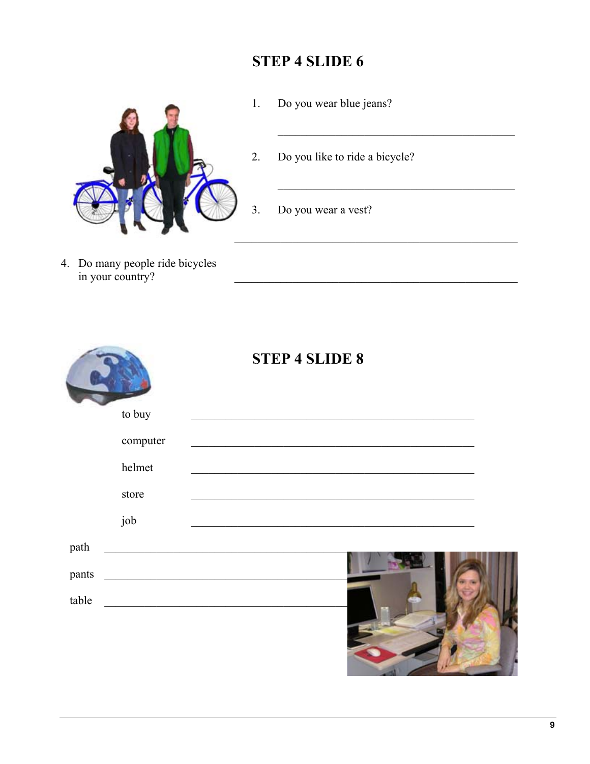## STEP 4 SLIDE 6

1. Do you wear blue jeans?

   ___________________________________________

2. Do you like to ride a bicycle?

   ___________________________________________

3. Do you wear a vest?

   ___________________________________________

4. Do many people ride bicycles in your country?

   ___________________________________________

## STEP 4 SLIDE 8

to buy ___________________________________________

computer ___________________________________________

helmet ___________________________________________

store ___________________________________________

job ___________________________________________

path ___________________________________________

pants ___________________________________________

table ___________________________________________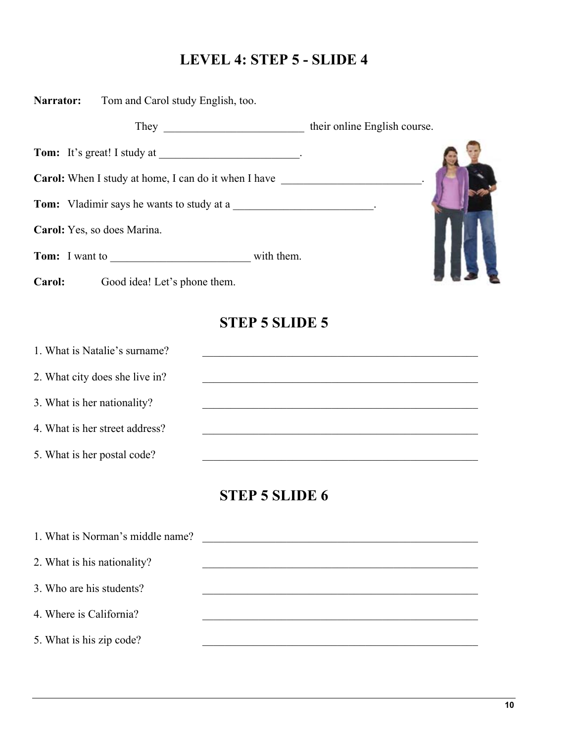# LEVEL 4: STEP 5 - SLIDE 4

**Narrator:** Tom and Carol study English, too.

They _________________________ their online English course.

**Tom:** It's great! I study at _________________________.

**Carol:** When I study at home, I can do it when I have _________________________.

**Tom:** Vladimir says he wants to study at a _________________________.

**Carol:** Yes, so does Marina.

**Tom:** I want to _________________________ with them.

**Carol:** Good idea! Let's phone them.

## STEP 5 SLIDE 5

1. What is Natalie's surname? _________________________________________________
2. What city does she live in? _________________________________________________
3. What is her nationality? _________________________________________________
4. What is her street address? _________________________________________________
5. What is her postal code? _________________________________________________

## STEP 5 SLIDE 6

1. What is Norman's middle name? _________________________________________________
2. What is his nationality? _________________________________________________
3. Who are his students? _________________________________________________
4. Where is California? _________________________________________________
5. What is his zip code? _________________________________________________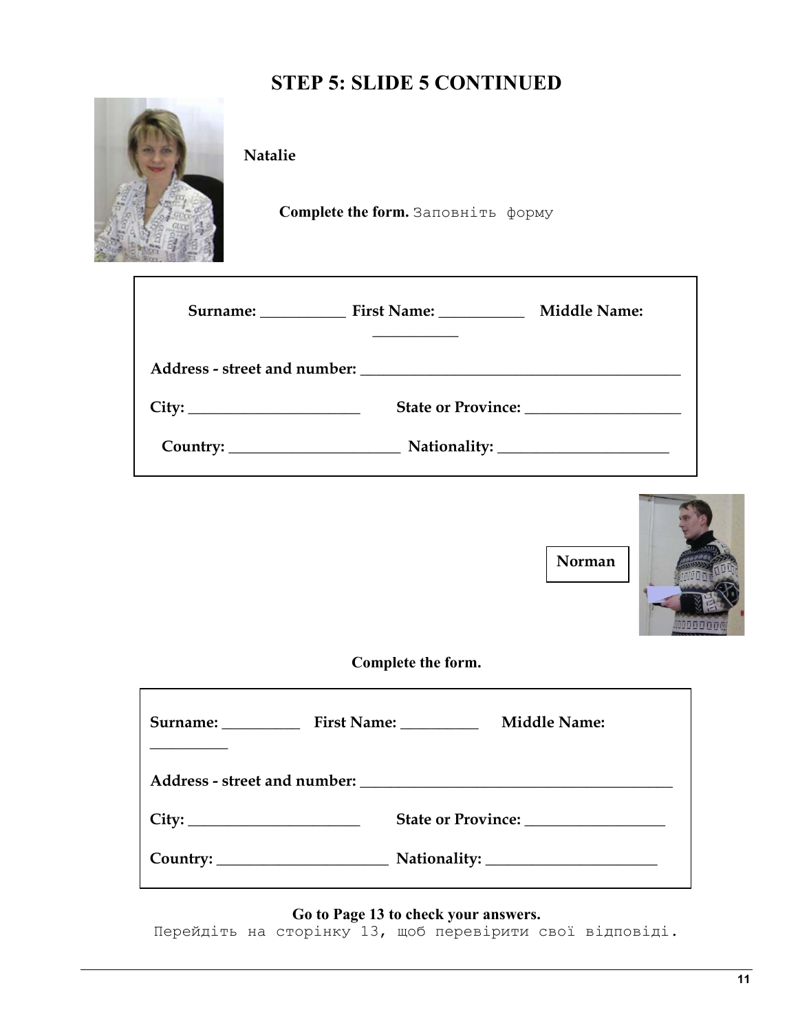# STEP 5: SLIDE 5 CONTINUED

**Natalie**

**Complete the form.** Заповніть форму

**Surname:** ___________ **First Name:** ___________ **Middle Name:** ___________

**Address - street and number:** ___________________________________________

**City:** ______________________ **State or Province:** ____________________

**Country:** ______________________ **Nationality:** ______________________

**Norman**

**Complete the form.**

**Surname:** __________ **First Name:** __________ **Middle Name:** __________

**Address - street and number:** _________________________________________

**City:** ______________________ **State or Province:** __________________

**Country:** ______________________ **Nationality:** ______________________

**Go to Page 13 to check your answers.**

Перейдіть на сторінку 13, щоб перевірити свої відповіді.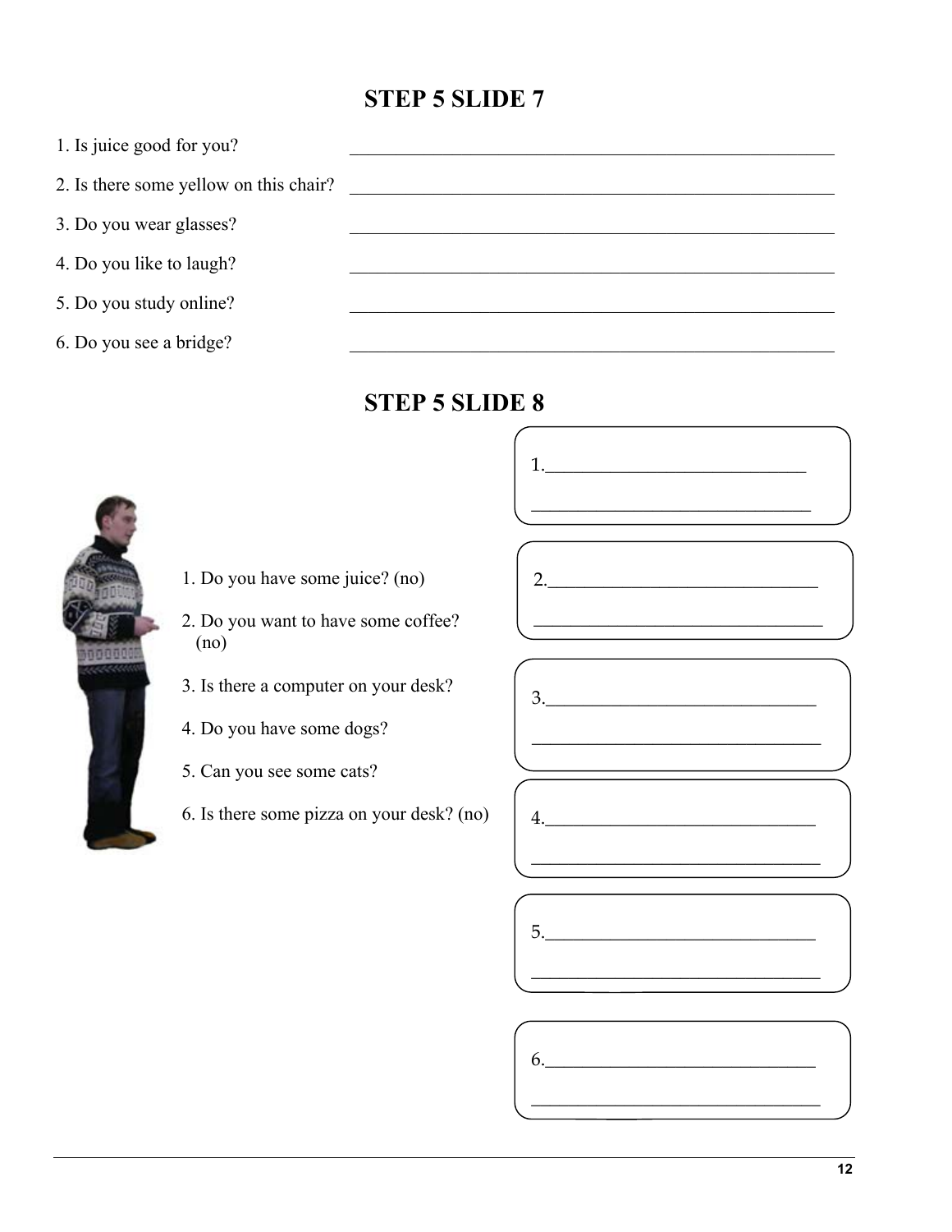## STEP 5 SLIDE 7

1. Is juice good for you? ______________________________
2. Is there some yellow on this chair? ______________________________
3. Do you wear glasses? ______________________________
4. Do you like to laugh? ______________________________
5. Do you study online? ______________________________
6. Do you see a bridge? ______________________________

## STEP 5 SLIDE 8

1. Do you have some juice? (no)
2. Do you want to have some coffee? (no)
3. Is there a computer on your desk?
4. Do you have some dogs?
5. Can you see some cats?
6. Is there some pizza on your desk? (no)

1.______________________________
______________________________

2.______________________________
______________________________

3.______________________________
______________________________

4.______________________________
______________________________

5.______________________________
______________________________

6.______________________________
______________________________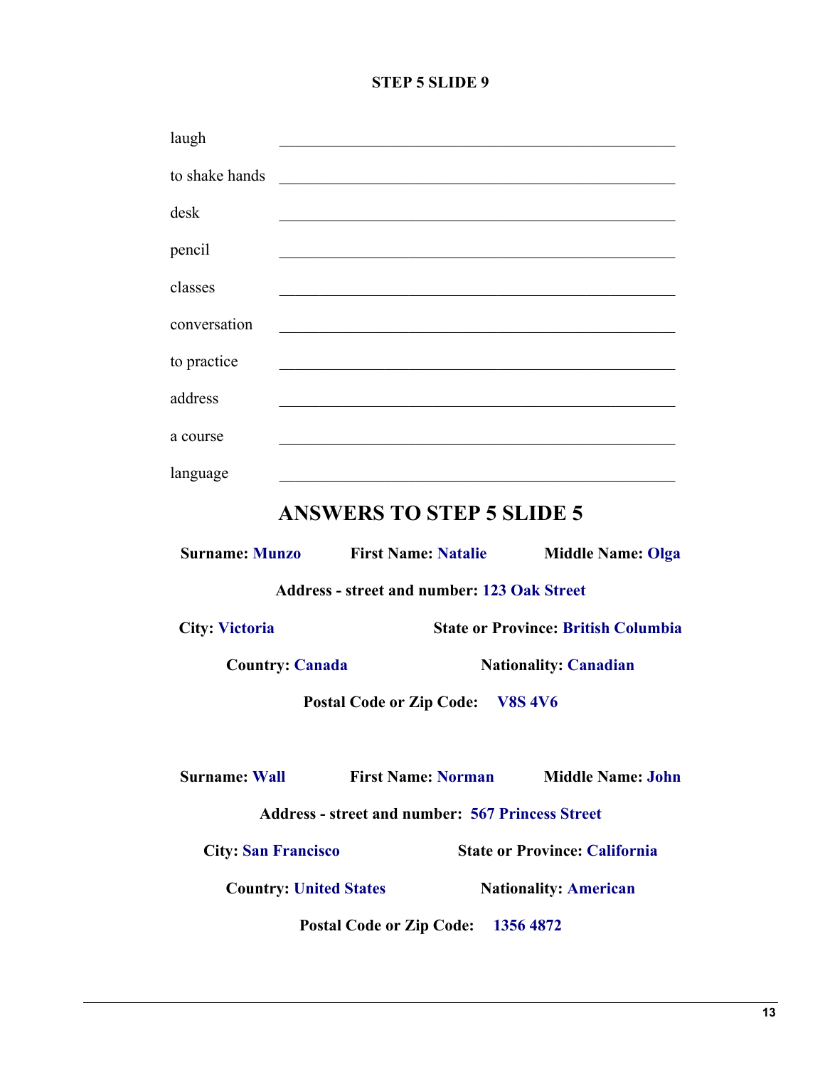**STEP 5 SLIDE 9**

laugh ______________________________

to shake hands ______________________________

desk ______________________________

pencil ______________________________

classes ______________________________

conversation ______________________________

to practice ______________________________

address ______________________________

a course ______________________________

language ______________________________

## ANSWERS TO STEP 5 SLIDE 5

**Surname:** **Munzo** **First Name:** **Natalie** **Middle Name:** **Olga**

**Address - street and number:** **123 Oak Street**

**City:** **Victoria** **State or Province:** **British Columbia**

**Country:** **Canada** **Nationality:** **Canadian**

**Postal Code or Zip Code:** **V8S 4V6**

**Surname:** **Wall** **First Name:** **Norman** **Middle Name:** **John**

**Address - street and number:** **567 Princess Street**

**City:** **San Francisco** **State or Province:** **California**

**Country:** **United States** **Nationality:** **American**

**Postal Code or Zip Code:** **1356 4872**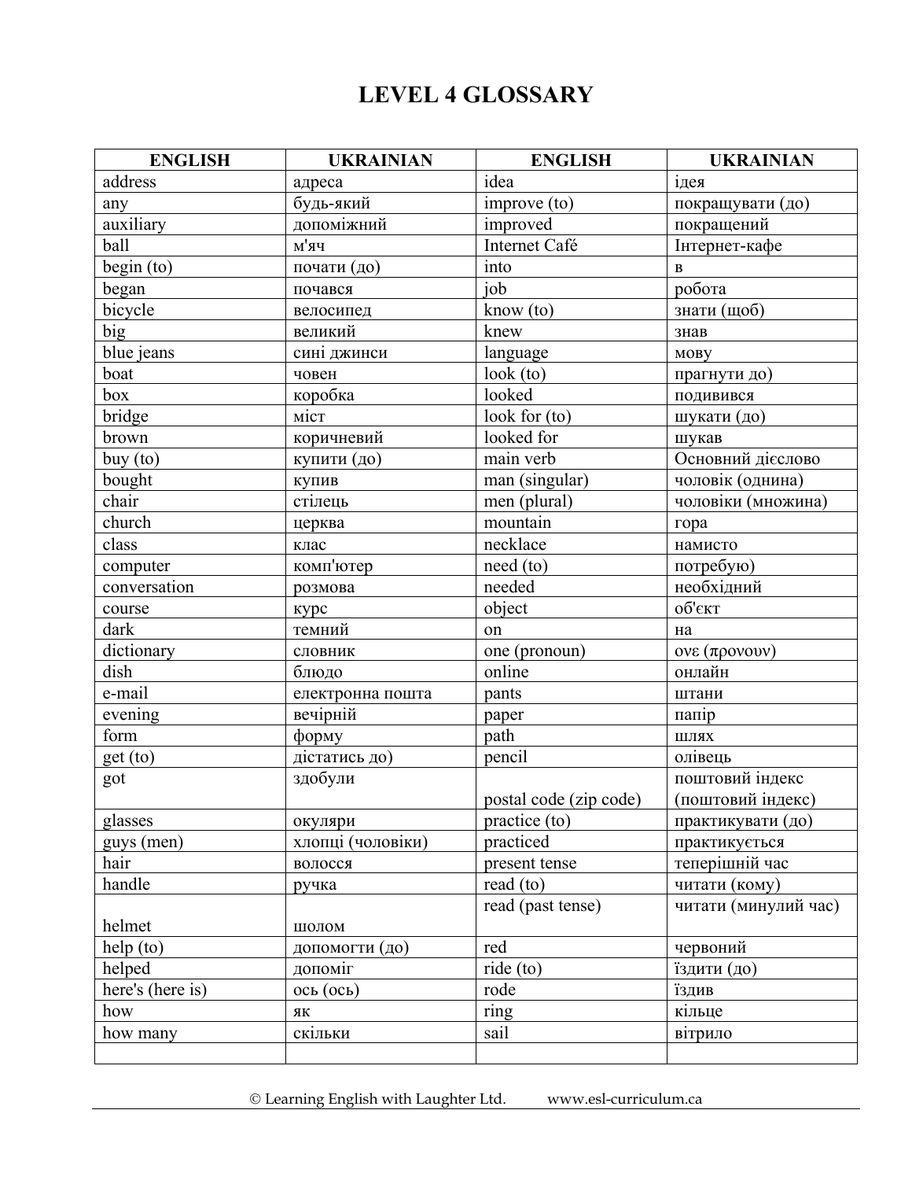# LEVEL 4 GLOSSARY

| ENGLISH | UKRAINIAN | ENGLISH | UKRAINIAN |
|---|---|---|---|
| address | адреса | idea | ідея |
| any | будь-який | improve (to) | покращувати (до) |
| auxiliary | допоміжний | improved | покращений |
| ball | м'яч | Internet Café | Інтернет-кафе |
| begin (to) | почати (до) | into | в |
| began | почався | job | робота |
| bicycle | велосипед | know (to) | знати (щоб) |
| big | великий | knew | знав |
| blue jeans | сині джинси | language | мову |
| boat | човен | look (to) | прагнути до) |
| box | коробка | looked | подивився |
| bridge | міст | look for (to) | шукати (до) |
| brown | коричневий | looked for | шукав |
| buy (to) | купити (до) | main verb | Основний дієслово |
| bought | купив | man (singular) | чоловік (однина) |
| chair | стілець | men (plural) | чоловіки (множина) |
| church | церква | mountain | гора |
| class | клас | necklace | намисто |
| computer | комп'ютер | need (to) | потребую) |
| conversation | розмова | needed | необхідний |
| course | курс | object | об'єкт |
| dark | темний | on | на |
| dictionary | словник | one (pronoun) | ονε (προνουν) |
| dish | блюдо | online | онлайн |
| e-mail | електронна пошта | pants | штани |
| evening | вечірній | paper | папір |
| form | форму | path | шлях |
| get (to) | дістатись до) | pencil | олівець |
| got | здобули | postal code (zip code) | поштовий індекс (поштовий індекс) |
| glasses | окуляри | practice (to) | практикувати (до) |
| guys (men) | хлопці (чоловіки) | practiced | практикується |
| hair | волосся | present tense | теперішній час |
| handle | ручка | read (to) | читати (кому) |
| helmet | шолом | read (past tense) | читати (минулий час) |
| help (to) | допомогти (до) | red | червоний |
| helped | допоміг | ride (to) | їздити (до) |
| here's (here is) | ось (ось) | rode | їздив |
| how | як | ring | кільце |
| how many | скільки | sail | вітрило |
| | | | |

© Learning English with Laughter Ltd. www.esl-curriculum.ca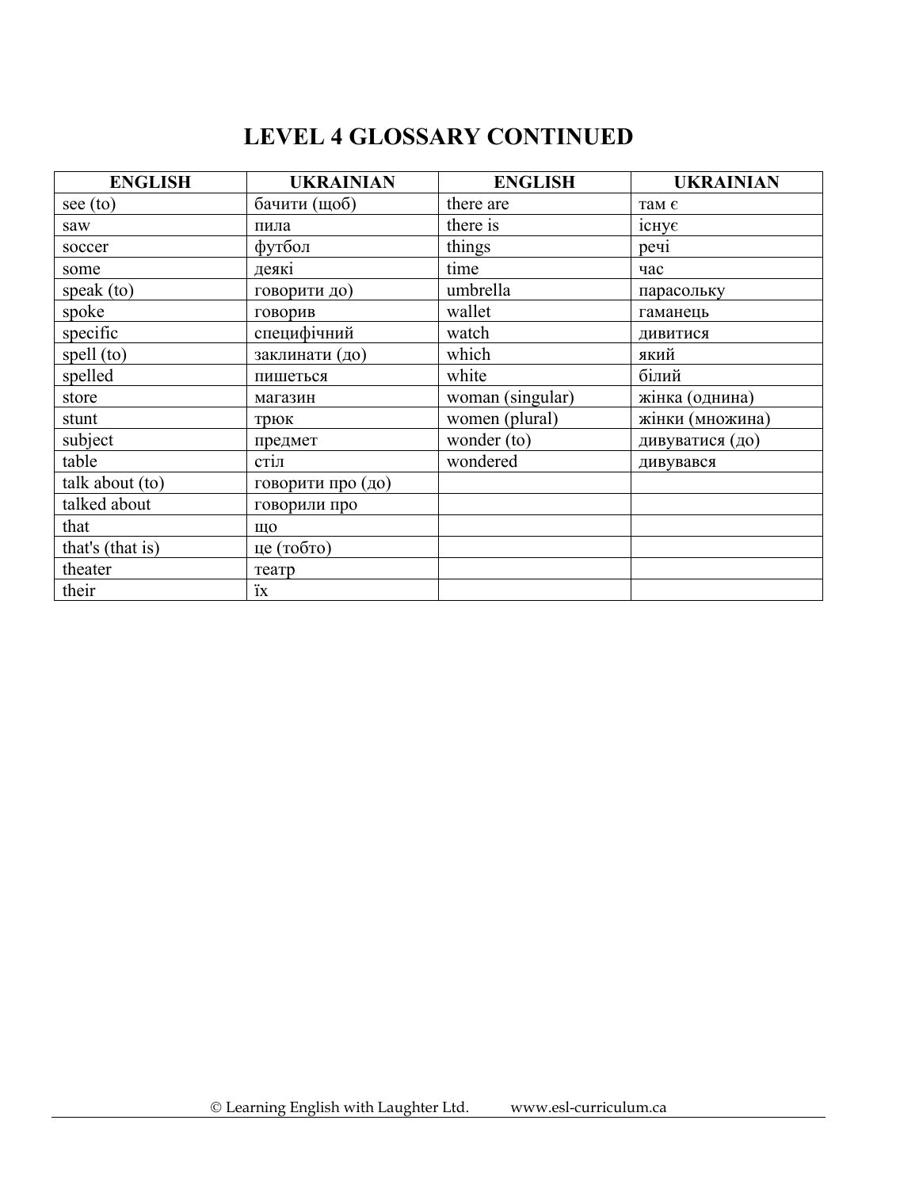# LEVEL 4 GLOSSARY CONTINUED

| ENGLISH | UKRAINIAN | ENGLISH | UKRAINIAN |
|---|---|---|---|
| see (to) | бачити (щоб) | there are | там є |
| saw | пила | there is | існує |
| soccer | футбол | things | речі |
| some | деякі | time | час |
| speak (to) | говорити до) | umbrella | парасольку |
| spoke | говорив | wallet | гаманець |
| specific | специфічний | watch | дивитися |
| spell (to) | заклинати (до) | which | який |
| spelled | пишеться | white | білий |
| store | магазин | woman (singular) | жінка (однина) |
| stunt | трюк | women (plural) | жінки (множина) |
| subject | предмет | wonder (to) | дивуватися (до) |
| table | стіл | wondered | дивувався |
| talk about (to) | говорити про (до) | | |
| talked about | говорили про | | |
| that | що | | |
| that's (that is) | це (тобто) | | |
| theater | театр | | |
| their | їх | | |

© Learning English with Laughter Ltd. www.esl-curriculum.ca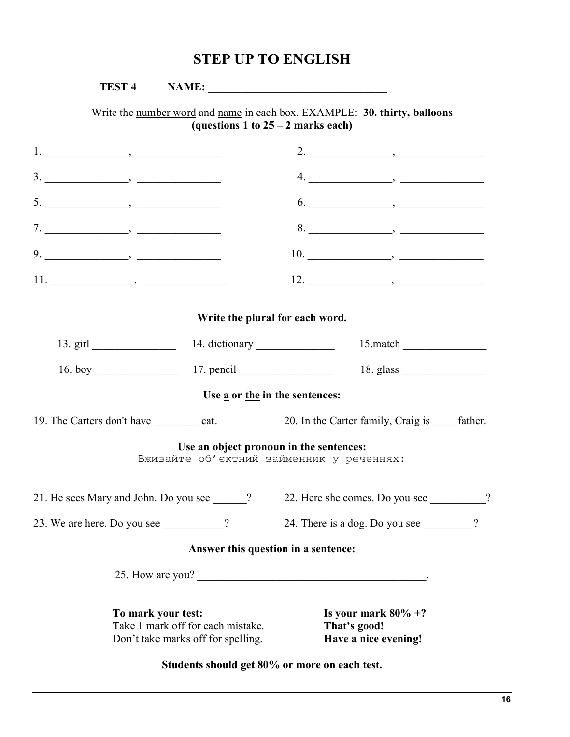# STEP UP TO ENGLISH

**TEST 4** **NAME: ________________________________**

Write the number word and name in each box. EXAMPLE: **30. thirty, balloons**
**(questions 1 to 25 – 2 marks each)**

1. _______________, _______________  2. _______________, _______________

3. _______________, _______________  4. _______________, _______________

5. _______________, _______________  6. _______________, _______________

7. _______________, _______________  8. _______________, _______________

9. _______________, _______________  10. _______________, _______________

11. _______________, _______________  12. _______________, _______________

**Write the plural for each word.**

13. girl _______________ 14. dictionary ______________ 15.match _______________

16. boy _______________ 17. pencil _________________ 18. glass _______________

**Use a or the in the sentences:**

19. The Carters don't have ________ cat.  20. In the Carter family, Craig is ____ father.

**Use an object pronoun in the sentences:**
Вживайте об'єктний займенник у реченнях:

21. He sees Mary and John. Do you see ______?  22. Here she comes. Do you see __________?

23. We are here. Do you see ___________?  24. There is a dog. Do you see _________?

**Answer this question in a sentence:**

25. How are you? __________________________________________.

**To mark your test:**
Take 1 mark off for each mistake.
Don't take marks off for spelling.

**Is your mark 80% +?**
**That's good!**
**Have a nice evening!**

**Students should get 80% or more on each test.**